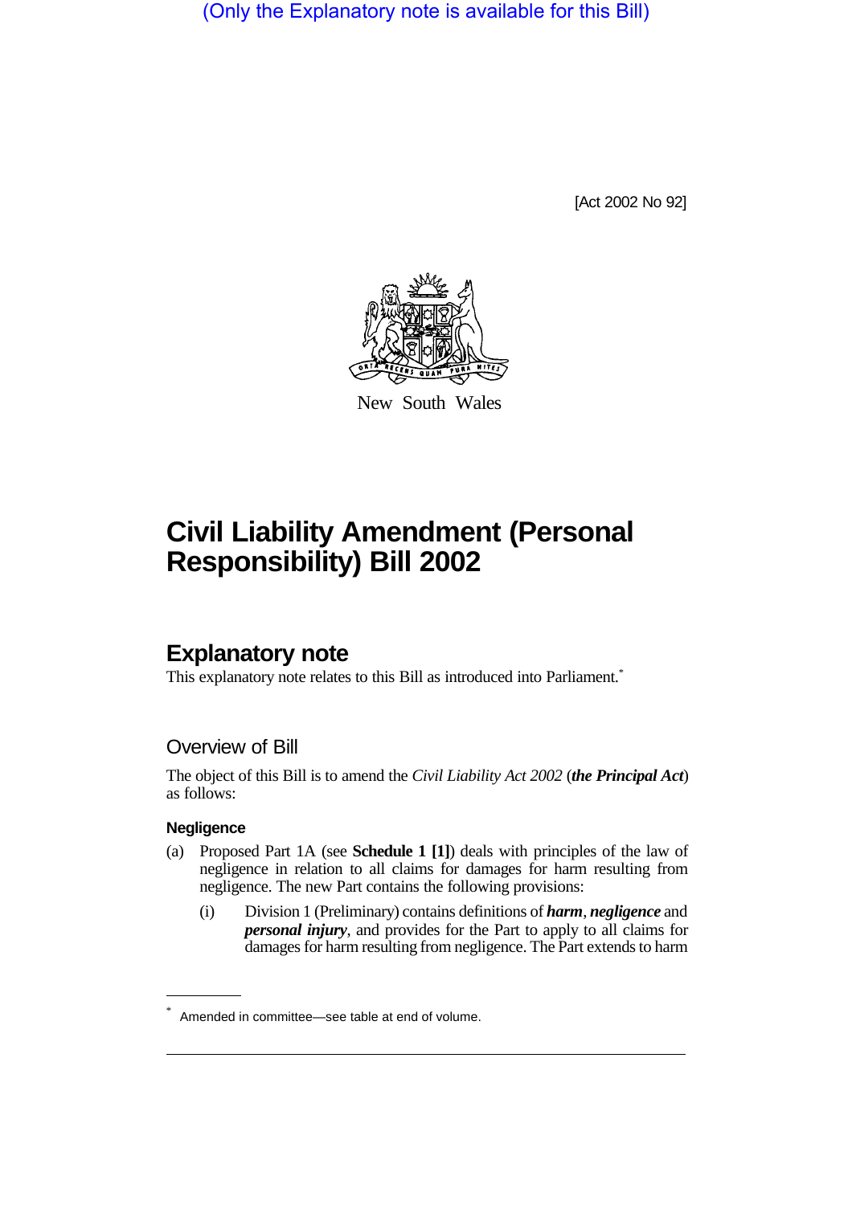(Only the Explanatory note is available for this Bill)

[Act 2002 No 92]

New South Wales

# Civil Liability Amendment (Personal Responsibility) Bill 2002

## Explanatory note

This explanatory note relates to this Bill as introduced into Parliament.*

### Overview of Bill

The object of this Bill is to amend the *Civil Liability Act 2002* (***the Principal Act***) as follows:

#### Negligence

(a) Proposed Part 1A (see **Schedule 1 [1]**) deals with principles of the law of negligence in relation to all claims for damages for harm resulting from negligence. The new Part contains the following provisions:

(i) Division 1 (Preliminary) contains definitions of ***harm***, ***negligence*** and ***personal injury***, and provides for the Part to apply to all claims for damages for harm resulting from negligence. The Part extends to harm

---

* Amended in committee—see table at end of volume.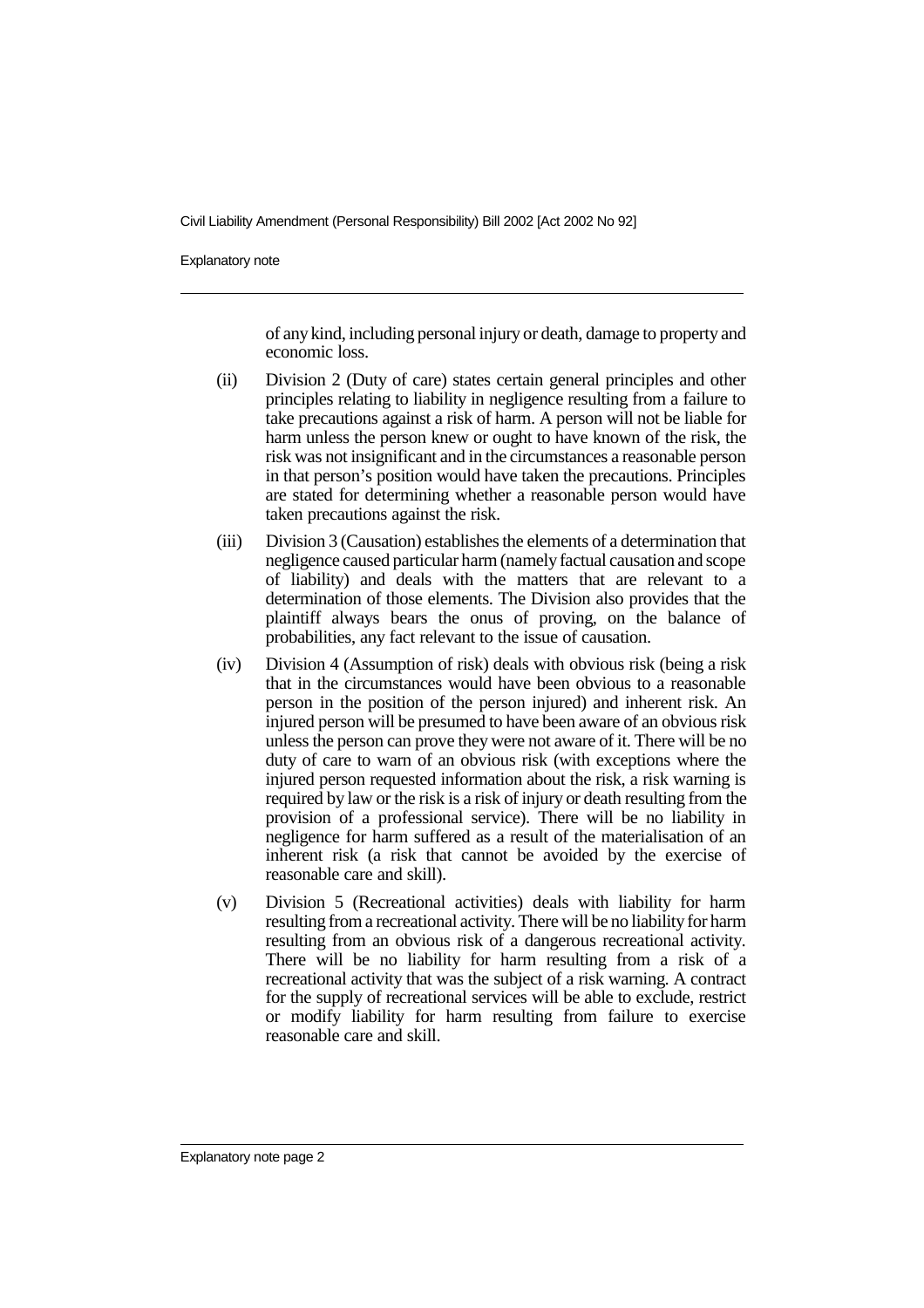of any kind, including personal injury or death, damage to property and economic loss.

(ii) Division 2 (Duty of care) states certain general principles and other principles relating to liability in negligence resulting from a failure to take precautions against a risk of harm. A person will not be liable for harm unless the person knew or ought to have known of the risk, the risk was not insignificant and in the circumstances a reasonable person in that person's position would have taken the precautions. Principles are stated for determining whether a reasonable person would have taken precautions against the risk.

(iii) Division 3 (Causation) establishes the elements of a determination that negligence caused particular harm (namely factual causation and scope of liability) and deals with the matters that are relevant to a determination of those elements. The Division also provides that the plaintiff always bears the onus of proving, on the balance of probabilities, any fact relevant to the issue of causation.

(iv) Division 4 (Assumption of risk) deals with obvious risk (being a risk that in the circumstances would have been obvious to a reasonable person in the position of the person injured) and inherent risk. An injured person will be presumed to have been aware of an obvious risk unless the person can prove they were not aware of it. There will be no duty of care to warn of an obvious risk (with exceptions where the injured person requested information about the risk, a risk warning is required by law or the risk is a risk of injury or death resulting from the provision of a professional service). There will be no liability in negligence for harm suffered as a result of the materialisation of an inherent risk (a risk that cannot be avoided by the exercise of reasonable care and skill).

(v) Division 5 (Recreational activities) deals with liability for harm resulting from a recreational activity. There will be no liability for harm resulting from an obvious risk of a dangerous recreational activity. There will be no liability for harm resulting from a risk of a recreational activity that was the subject of a risk warning. A contract for the supply of recreational services will be able to exclude, restrict or modify liability for harm resulting from failure to exercise reasonable care and skill.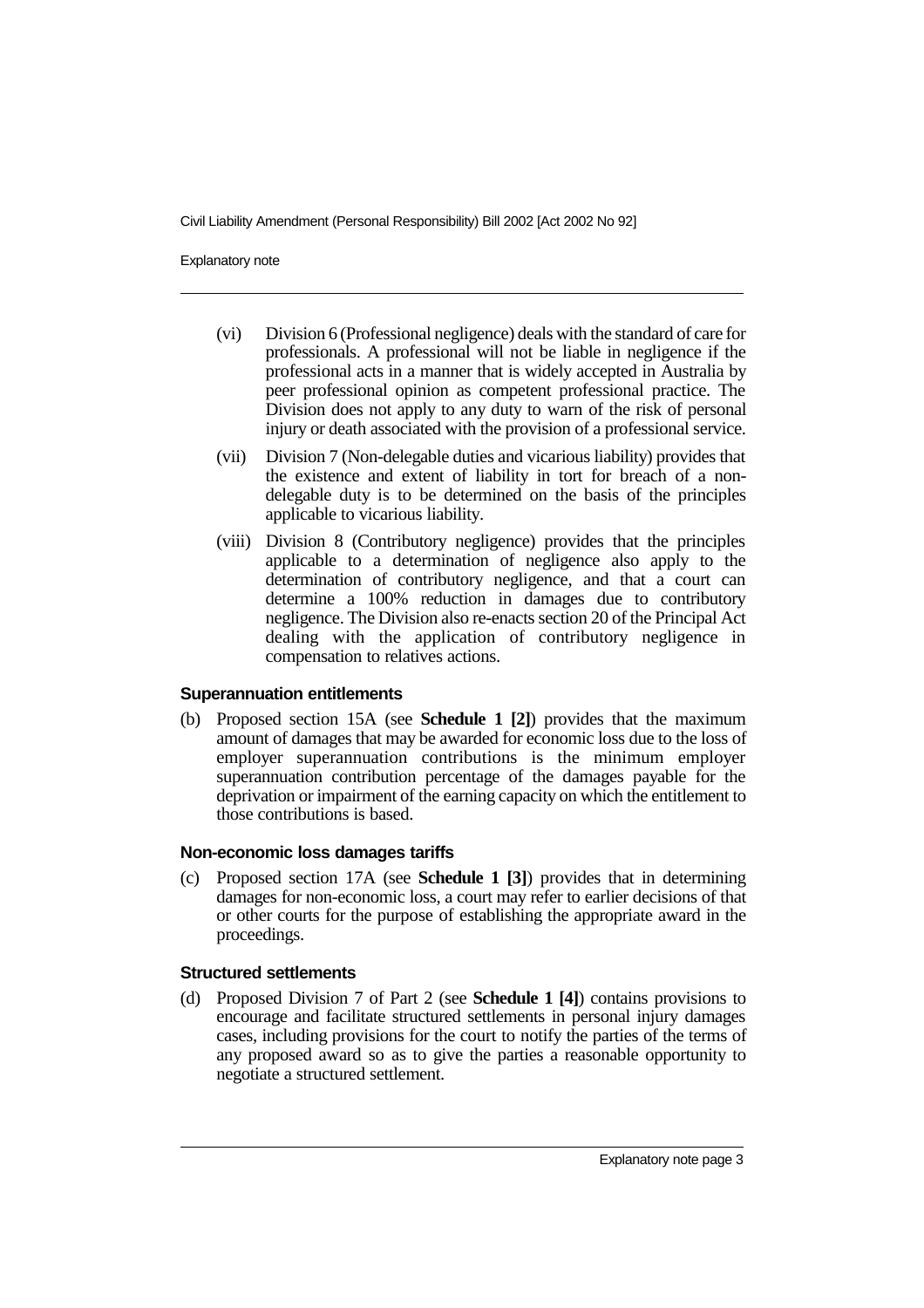(vi) Division 6 (Professional negligence) deals with the standard of care for professionals. A professional will not be liable in negligence if the professional acts in a manner that is widely accepted in Australia by peer professional opinion as competent professional practice. The Division does not apply to any duty to warn of the risk of personal injury or death associated with the provision of a professional service.

(vii) Division 7 (Non-delegable duties and vicarious liability) provides that the existence and extent of liability in tort for breach of a non-delegable duty is to be determined on the basis of the principles applicable to vicarious liability.

(viii) Division 8 (Contributory negligence) provides that the principles applicable to a determination of negligence also apply to the determination of contributory negligence, and that a court can determine a 100% reduction in damages due to contributory negligence. The Division also re-enacts section 20 of the Principal Act dealing with the application of contributory negligence in compensation to relatives actions.

#### Superannuation entitlements

(b) Proposed section 15A (see **Schedule 1 [2]**) provides that the maximum amount of damages that may be awarded for economic loss due to the loss of employer superannuation contributions is the minimum employer superannuation contribution percentage of the damages payable for the deprivation or impairment of the earning capacity on which the entitlement to those contributions is based.

#### Non-economic loss damages tariffs

(c) Proposed section 17A (see **Schedule 1 [3]**) provides that in determining damages for non-economic loss, a court may refer to earlier decisions of that or other courts for the purpose of establishing the appropriate award in the proceedings.

#### Structured settlements

(d) Proposed Division 7 of Part 2 (see **Schedule 1 [4]**) contains provisions to encourage and facilitate structured settlements in personal injury damages cases, including provisions for the court to notify the parties of the terms of any proposed award so as to give the parties a reasonable opportunity to negotiate a structured settlement.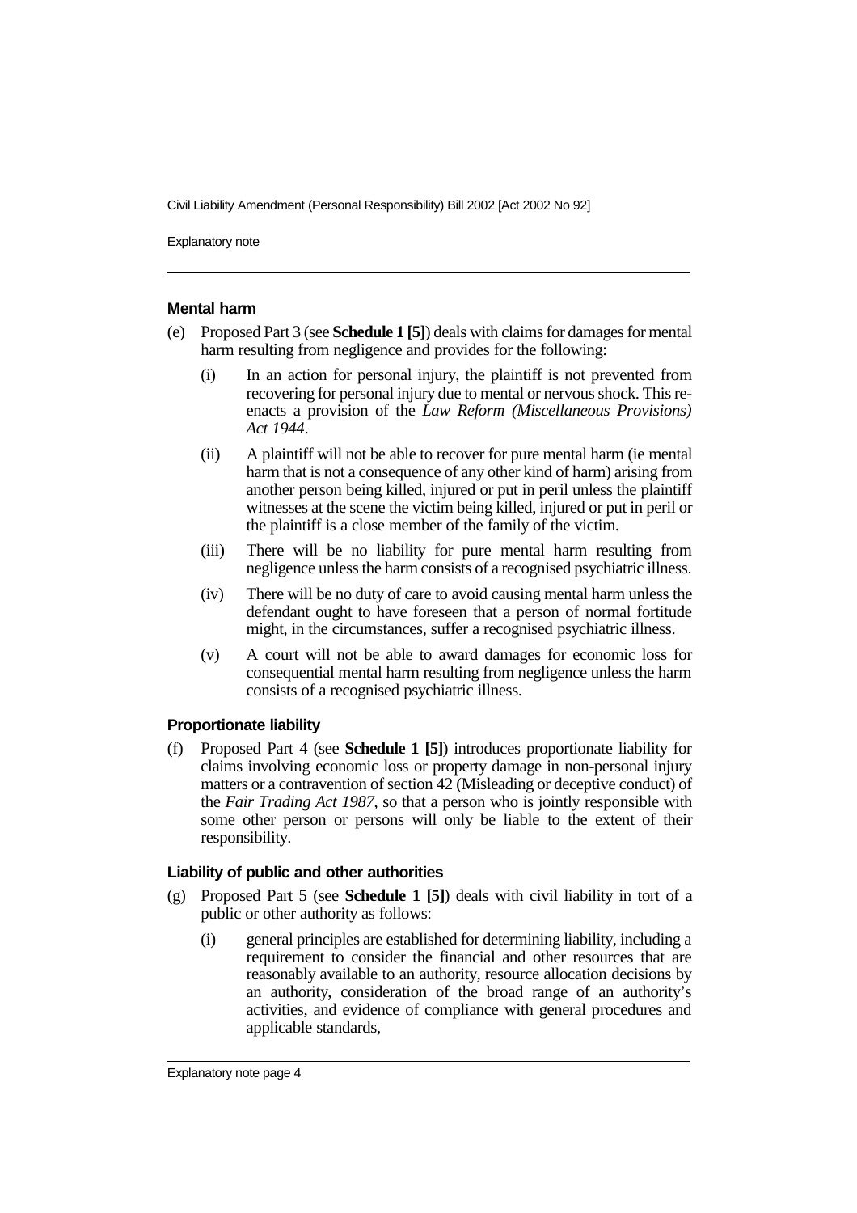### Mental harm

(e) Proposed Part 3 (see **Schedule 1 [5]**) deals with claims for damages for mental harm resulting from negligence and provides for the following:

   (i) In an action for personal injury, the plaintiff is not prevented from recovering for personal injury due to mental or nervous shock. This re-enacts a provision of the *Law Reform (Miscellaneous Provisions) Act 1944*.

   (ii) A plaintiff will not be able to recover for pure mental harm (ie mental harm that is not a consequence of any other kind of harm) arising from another person being killed, injured or put in peril unless the plaintiff witnesses at the scene the victim being killed, injured or put in peril or the plaintiff is a close member of the family of the victim.

   (iii) There will be no liability for pure mental harm resulting from negligence unless the harm consists of a recognised psychiatric illness.

   (iv) There will be no duty of care to avoid causing mental harm unless the defendant ought to have foreseen that a person of normal fortitude might, in the circumstances, suffer a recognised psychiatric illness.

   (v) A court will not be able to award damages for economic loss for consequential mental harm resulting from negligence unless the harm consists of a recognised psychiatric illness.

### Proportionate liability

(f) Proposed Part 4 (see **Schedule 1 [5]**) introduces proportionate liability for claims involving economic loss or property damage in non-personal injury matters or a contravention of section 42 (Misleading or deceptive conduct) of the *Fair Trading Act 1987*, so that a person who is jointly responsible with some other person or persons will only be liable to the extent of their responsibility.

### Liability of public and other authorities

(g) Proposed Part 5 (see **Schedule 1 [5]**) deals with civil liability in tort of a public or other authority as follows:

   (i) general principles are established for determining liability, including a requirement to consider the financial and other resources that are reasonably available to an authority, resource allocation decisions by an authority, consideration of the broad range of an authority's activities, and evidence of compliance with general procedures and applicable standards,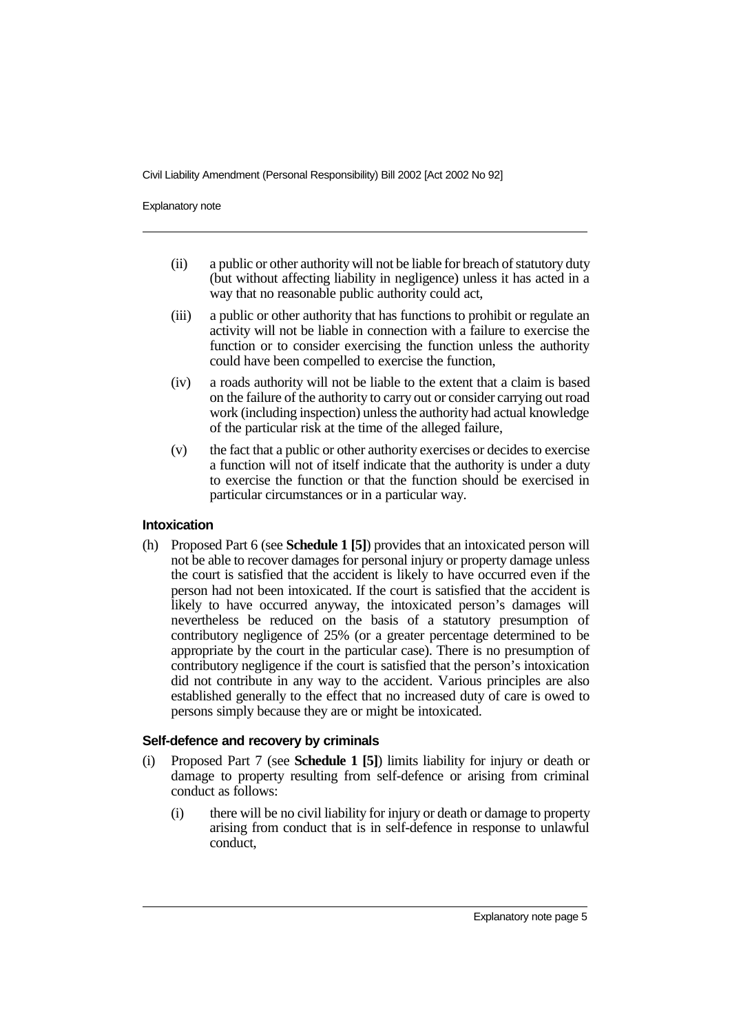(ii) a public or other authority will not be liable for breach of statutory duty (but without affecting liability in negligence) unless it has acted in a way that no reasonable public authority could act,

(iii) a public or other authority that has functions to prohibit or regulate an activity will not be liable in connection with a failure to exercise the function or to consider exercising the function unless the authority could have been compelled to exercise the function,

(iv) a roads authority will not be liable to the extent that a claim is based on the failure of the authority to carry out or consider carrying out road work (including inspection) unless the authority had actual knowledge of the particular risk at the time of the alleged failure,

(v) the fact that a public or other authority exercises or decides to exercise a function will not of itself indicate that the authority is under a duty to exercise the function or that the function should be exercised in particular circumstances or in a particular way.

### Intoxication

(h) Proposed Part 6 (see **Schedule 1 [5]**) provides that an intoxicated person will not be able to recover damages for personal injury or property damage unless the court is satisfied that the accident is likely to have occurred even if the person had not been intoxicated. If the court is satisfied that the accident is likely to have occurred anyway, the intoxicated person's damages will nevertheless be reduced on the basis of a statutory presumption of contributory negligence of 25% (or a greater percentage determined to be appropriate by the court in the particular case). There is no presumption of contributory negligence if the court is satisfied that the person's intoxication did not contribute in any way to the accident. Various principles are also established generally to the effect that no increased duty of care is owed to persons simply because they are or might be intoxicated.

### Self-defence and recovery by criminals

(i) Proposed Part 7 (see **Schedule 1 [5]**) limits liability for injury or death or damage to property resulting from self-defence or arising from criminal conduct as follows:

(i) there will be no civil liability for injury or death or damage to property arising from conduct that is in self-defence in response to unlawful conduct,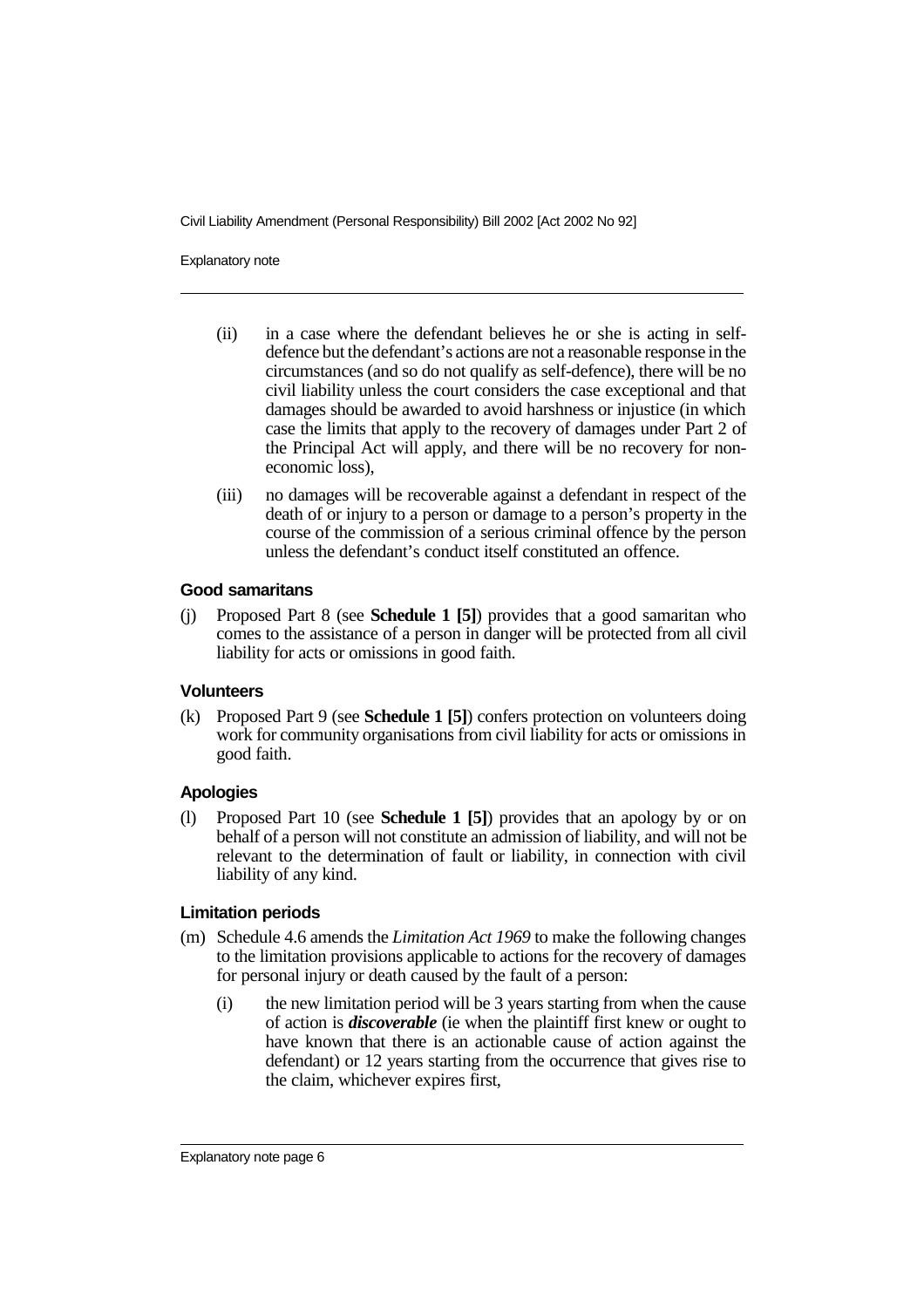(ii) in a case where the defendant believes he or she is acting in self-defence but the defendant's actions are not a reasonable response in the circumstances (and so do not qualify as self-defence), there will be no civil liability unless the court considers the case exceptional and that damages should be awarded to avoid harshness or injustice (in which case the limits that apply to the recovery of damages under Part 2 of the Principal Act will apply, and there will be no recovery for non-economic loss),

(iii) no damages will be recoverable against a defendant in respect of the death of or injury to a person or damage to a person's property in the course of the commission of a serious criminal offence by the person unless the defendant's conduct itself constituted an offence.

#### Good samaritans

(j) Proposed Part 8 (see **Schedule 1 [5]**) provides that a good samaritan who comes to the assistance of a person in danger will be protected from all civil liability for acts or omissions in good faith.

#### Volunteers

(k) Proposed Part 9 (see **Schedule 1 [5]**) confers protection on volunteers doing work for community organisations from civil liability for acts or omissions in good faith.

#### Apologies

(l) Proposed Part 10 (see **Schedule 1 [5]**) provides that an apology by or on behalf of a person will not constitute an admission of liability, and will not be relevant to the determination of fault or liability, in connection with civil liability of any kind.

#### Limitation periods

(m) Schedule 4.6 amends the *Limitation Act 1969* to make the following changes to the limitation provisions applicable to actions for the recovery of damages for personal injury or death caused by the fault of a person:

(i) the new limitation period will be 3 years starting from when the cause of action is ***discoverable*** (ie when the plaintiff first knew or ought to have known that there is an actionable cause of action against the defendant) or 12 years starting from the occurrence that gives rise to the claim, whichever expires first,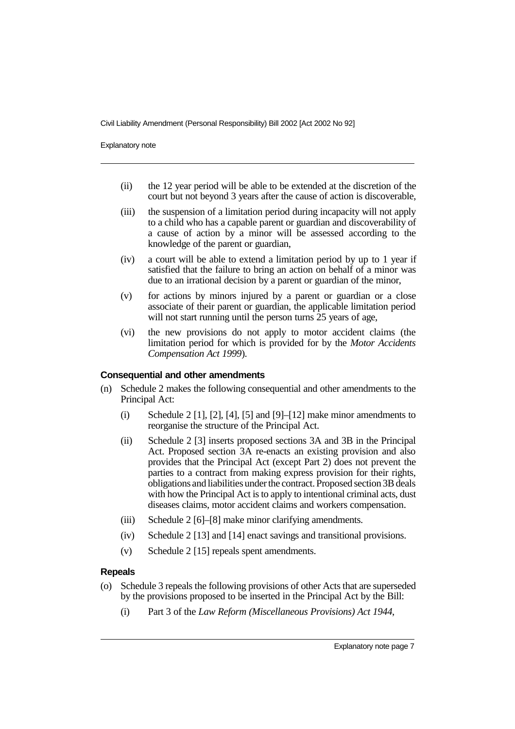(ii) the 12 year period will be able to be extended at the discretion of the court but not beyond 3 years after the cause of action is discoverable,

(iii) the suspension of a limitation period during incapacity will not apply to a child who has a capable parent or guardian and discoverability of a cause of action by a minor will be assessed according to the knowledge of the parent or guardian,

(iv) a court will be able to extend a limitation period by up to 1 year if satisfied that the failure to bring an action on behalf of a minor was due to an irrational decision by a parent or guardian of the minor,

(v) for actions by minors injured by a parent or guardian or a close associate of their parent or guardian, the applicable limitation period will not start running until the person turns 25 years of age,

(vi) the new provisions do not apply to motor accident claims (the limitation period for which is provided for by the *Motor Accidents Compensation Act 1999*).

### Consequential and other amendments

(n) Schedule 2 makes the following consequential and other amendments to the Principal Act:

(i) Schedule 2 [1], [2], [4], [5] and [9]–[12] make minor amendments to reorganise the structure of the Principal Act.

(ii) Schedule 2 [3] inserts proposed sections 3A and 3B in the Principal Act. Proposed section 3A re-enacts an existing provision and also provides that the Principal Act (except Part 2) does not prevent the parties to a contract from making express provision for their rights, obligations and liabilities under the contract. Proposed section 3B deals with how the Principal Act is to apply to intentional criminal acts, dust diseases claims, motor accident claims and workers compensation.

(iii) Schedule 2 [6]–[8] make minor clarifying amendments.

(iv) Schedule 2 [13] and [14] enact savings and transitional provisions.

(v) Schedule 2 [15] repeals spent amendments.

### Repeals

(o) Schedule 3 repeals the following provisions of other Acts that are superseded by the provisions proposed to be inserted in the Principal Act by the Bill:

(i) Part 3 of the *Law Reform (Miscellaneous Provisions) Act 1944*,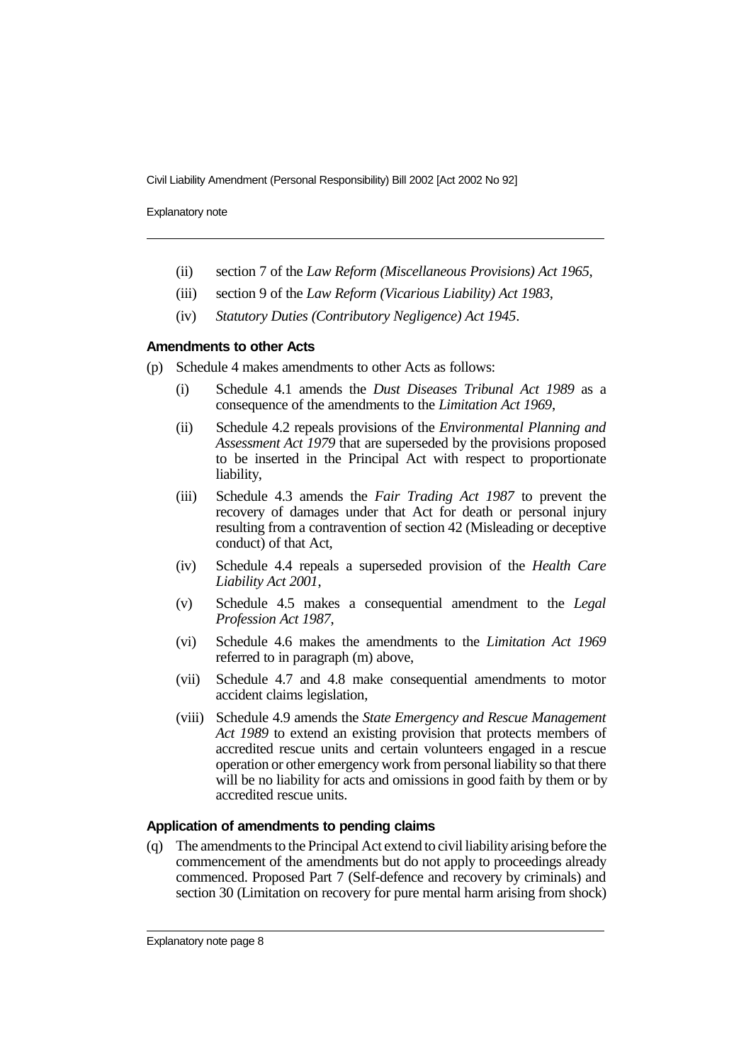(ii) section 7 of the *Law Reform (Miscellaneous Provisions) Act 1965*,

(iii) section 9 of the *Law Reform (Vicarious Liability) Act 1983*,

(iv) *Statutory Duties (Contributory Negligence) Act 1945*.

**Amendments to other Acts**

(p) Schedule 4 makes amendments to other Acts as follows:

(i) Schedule 4.1 amends the *Dust Diseases Tribunal Act 1989* as a consequence of the amendments to the *Limitation Act 1969*,

(ii) Schedule 4.2 repeals provisions of the *Environmental Planning and Assessment Act 1979* that are superseded by the provisions proposed to be inserted in the Principal Act with respect to proportionate liability,

(iii) Schedule 4.3 amends the *Fair Trading Act 1987* to prevent the recovery of damages under that Act for death or personal injury resulting from a contravention of section 42 (Misleading or deceptive conduct) of that Act,

(iv) Schedule 4.4 repeals a superseded provision of the *Health Care Liability Act 2001*,

(v) Schedule 4.5 makes a consequential amendment to the *Legal Profession Act 1987*,

(vi) Schedule 4.6 makes the amendments to the *Limitation Act 1969* referred to in paragraph (m) above,

(vii) Schedule 4.7 and 4.8 make consequential amendments to motor accident claims legislation,

(viii) Schedule 4.9 amends the *State Emergency and Rescue Management Act 1989* to extend an existing provision that protects members of accredited rescue units and certain volunteers engaged in a rescue operation or other emergency work from personal liability so that there will be no liability for acts and omissions in good faith by them or by accredited rescue units.

**Application of amendments to pending claims**

(q) The amendments to the Principal Act extend to civil liability arising before the commencement of the amendments but do not apply to proceedings already commenced. Proposed Part 7 (Self-defence and recovery by criminals) and section 30 (Limitation on recovery for pure mental harm arising from shock)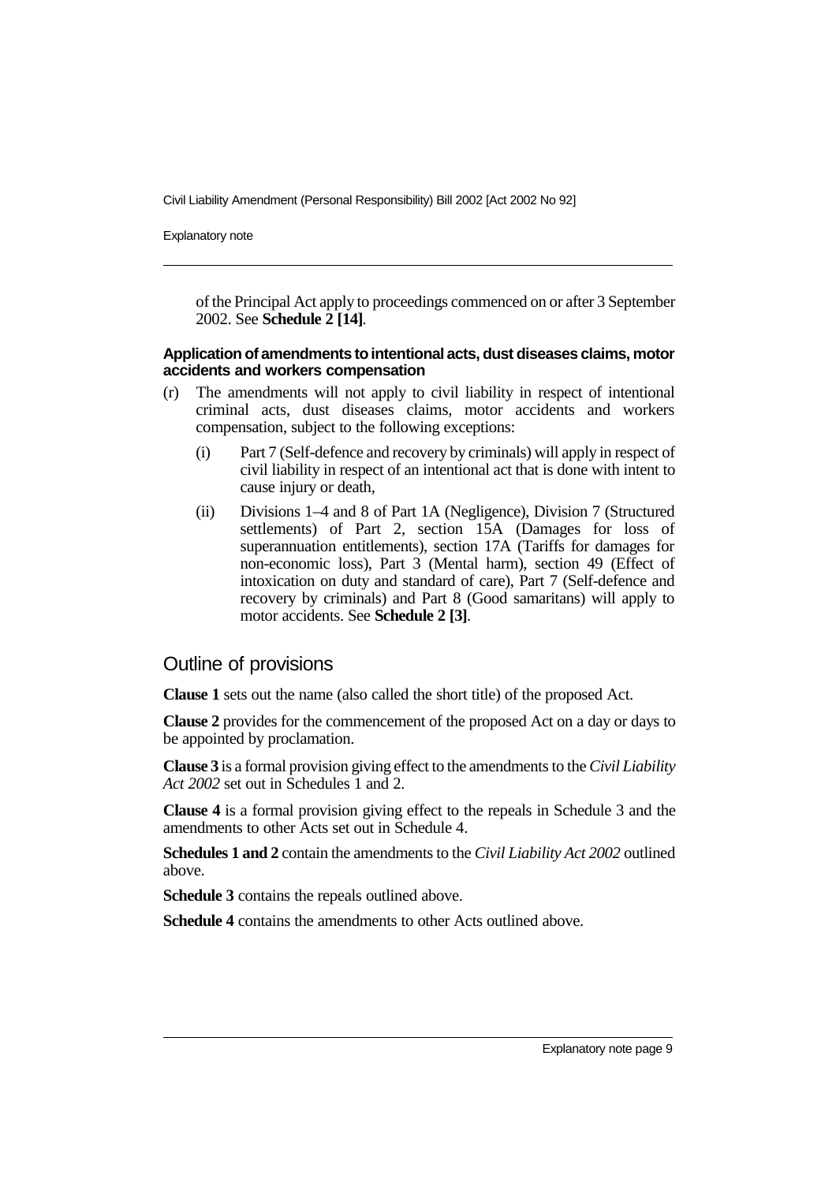of the Principal Act apply to proceedings commenced on or after 3 September 2002. See **Schedule 2 [14]**.

**Application of amendments to intentional acts, dust diseases claims, motor accidents and workers compensation**

(r) The amendments will not apply to civil liability in respect of intentional criminal acts, dust diseases claims, motor accidents and workers compensation, subject to the following exceptions:

   (i) Part 7 (Self-defence and recovery by criminals) will apply in respect of civil liability in respect of an intentional act that is done with intent to cause injury or death,

   (ii) Divisions 1–4 and 8 of Part 1A (Negligence), Division 7 (Structured settlements) of Part 2, section 15A (Damages for loss of superannuation entitlements), section 17A (Tariffs for damages for non-economic loss), Part 3 (Mental harm), section 49 (Effect of intoxication on duty and standard of care), Part 7 (Self-defence and recovery by criminals) and Part 8 (Good samaritans) will apply to motor accidents. See **Schedule 2 [3]**.

## Outline of provisions

**Clause 1** sets out the name (also called the short title) of the proposed Act.

**Clause 2** provides for the commencement of the proposed Act on a day or days to be appointed by proclamation.

**Clause 3** is a formal provision giving effect to the amendments to the *Civil Liability Act 2002* set out in Schedules 1 and 2.

**Clause 4** is a formal provision giving effect to the repeals in Schedule 3 and the amendments to other Acts set out in Schedule 4.

**Schedules 1 and 2** contain the amendments to the *Civil Liability Act 2002* outlined above.

**Schedule 3** contains the repeals outlined above.

**Schedule 4** contains the amendments to other Acts outlined above.